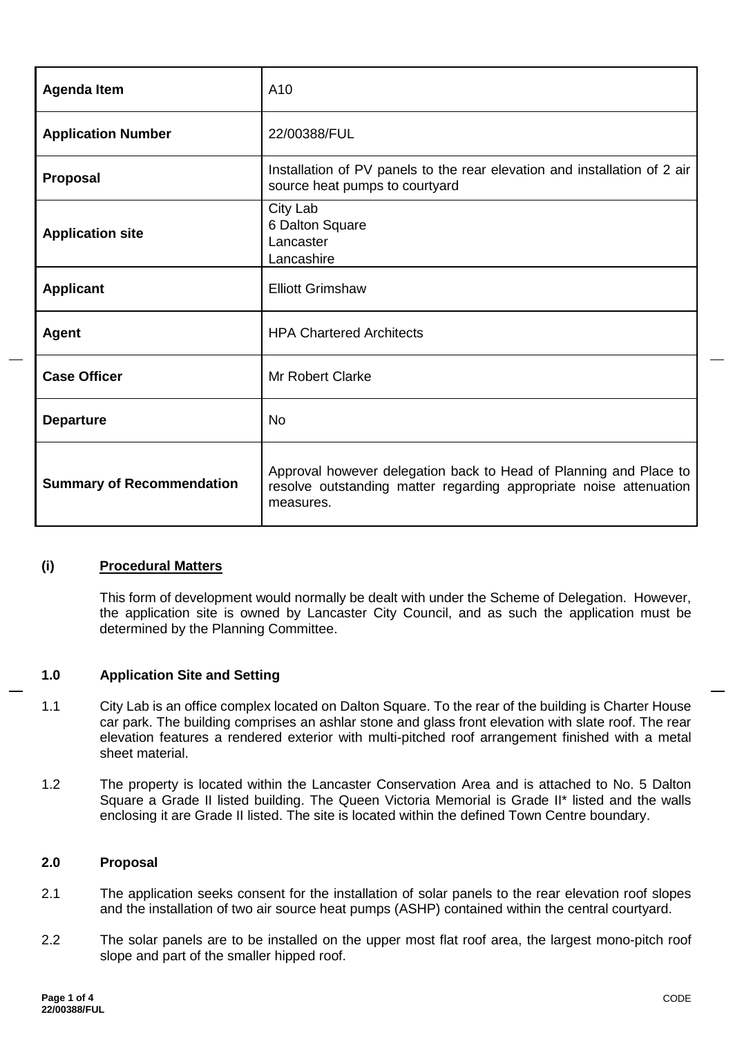| | |
|---|---|
| **Agenda Item** | A10 |
| **Application Number** | 22/00388/FUL |
| **Proposal** | Installation of PV panels to the rear elevation and installation of 2 air source heat pumps to courtyard |
| **Application site** | City Lab<br>6 Dalton Square<br>Lancaster<br>Lancashire |
| **Applicant** | Elliott Grimshaw |
| **Agent** | HPA Chartered Architects |
| **Case Officer** | Mr Robert Clarke |
| **Departure** | No |
| **Summary of Recommendation** | Approval however delegation back to Head of Planning and Place to resolve outstanding matter regarding appropriate noise attenuation measures. |

## (i) Procedural Matters

This form of development would normally be dealt with under the Scheme of Delegation. However, the application site is owned by Lancaster City Council, and as such the application must be determined by the Planning Committee.

## 1.0 Application Site and Setting

1.1 City Lab is an office complex located on Dalton Square. To the rear of the building is Charter House car park. The building comprises an ashlar stone and glass front elevation with slate roof. The rear elevation features a rendered exterior with multi-pitched roof arrangement finished with a metal sheet material.

1.2 The property is located within the Lancaster Conservation Area and is attached to No. 5 Dalton Square a Grade II listed building. The Queen Victoria Memorial is Grade II* listed and the walls enclosing it are Grade II listed. The site is located within the defined Town Centre boundary.

## 2.0 Proposal

2.1 The application seeks consent for the installation of solar panels to the rear elevation roof slopes and the installation of two air source heat pumps (ASHP) contained within the central courtyard.

2.2 The solar panels are to be installed on the upper most flat roof area, the largest mono-pitch roof slope and part of the smaller hipped roof.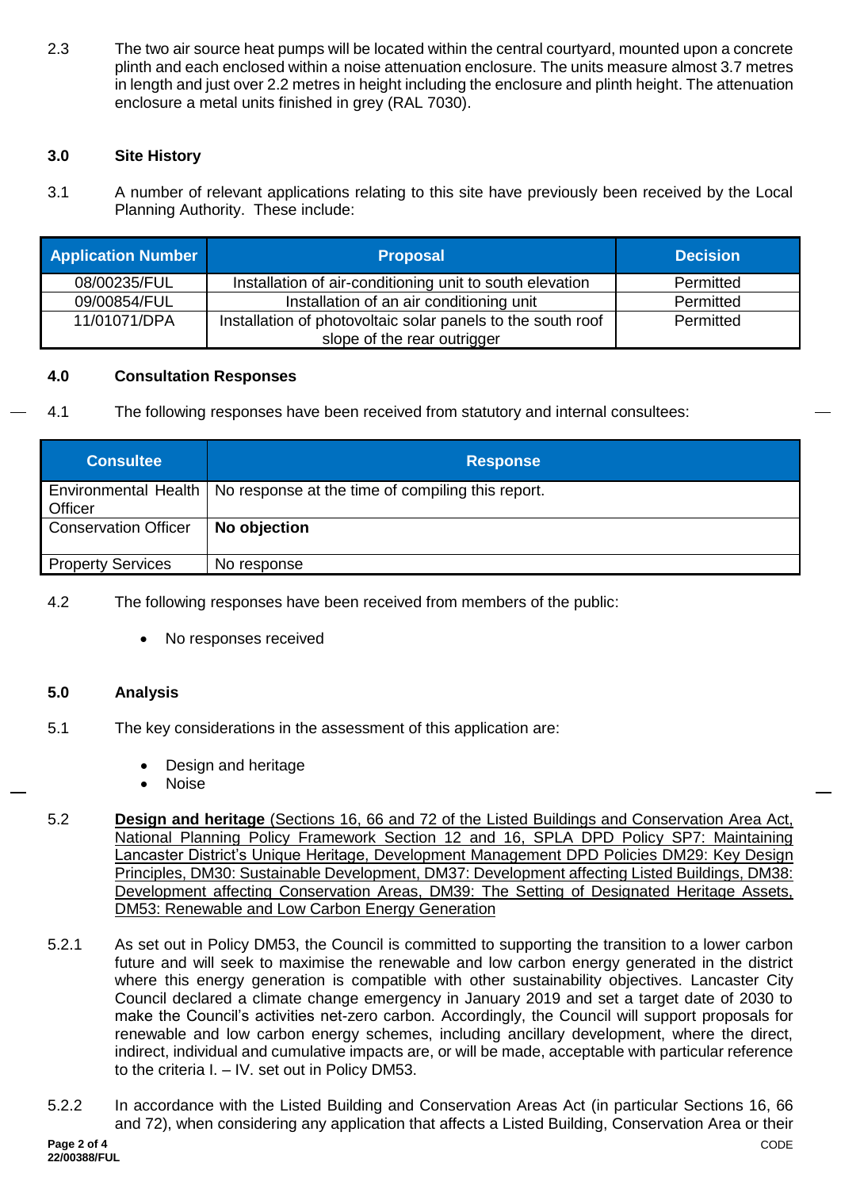2.3 The two air source heat pumps will be located within the central courtyard, mounted upon a concrete plinth and each enclosed within a noise attenuation enclosure. The units measure almost 3.7 metres in length and just over 2.2 metres in height including the enclosure and plinth height. The attenuation enclosure a metal units finished in grey (RAL 7030).

## 3.0 Site History

3.1 A number of relevant applications relating to this site have previously been received by the Local Planning Authority. These include:

| Application Number | Proposal | Decision |
|---|---|---|
| 08/00235/FUL | Installation of air-conditioning unit to south elevation | Permitted |
| 09/00854/FUL | Installation of an air conditioning unit | Permitted |
| 11/01071/DPA | Installation of photovoltaic solar panels to the south roof slope of the rear outrigger | Permitted |

## 4.0 Consultation Responses

4.1 The following responses have been received from statutory and internal consultees:

| Consultee | Response |
|---|---|
| Environmental Health Officer | No response at the time of compiling this report. |
| Conservation Officer | **No objection** |
| Property Services | No response |

4.2 The following responses have been received from members of the public:

- No responses received

## 5.0 Analysis

5.1 The key considerations in the assessment of this application are:

- Design and heritage
- Noise

5.2 **Design and heritage** (Sections 16, 66 and 72 of the Listed Buildings and Conservation Area Act, National Planning Policy Framework Section 12 and 16, SPLA DPD Policy SP7: Maintaining Lancaster District's Unique Heritage, Development Management DPD Policies DM29: Key Design Principles, DM30: Sustainable Development, DM37: Development affecting Listed Buildings, DM38: Development affecting Conservation Areas, DM39: The Setting of Designated Heritage Assets, DM53: Renewable and Low Carbon Energy Generation)

5.2.1 As set out in Policy DM53, the Council is committed to supporting the transition to a lower carbon future and will seek to maximise the renewable and low carbon energy generated in the district where this energy generation is compatible with other sustainability objectives. Lancaster City Council declared a climate change emergency in January 2019 and set a target date of 2030 to make the Council's activities net-zero carbon. Accordingly, the Council will support proposals for renewable and low carbon energy schemes, including ancillary development, where the direct, indirect, individual and cumulative impacts are, or will be made, acceptable with particular reference to the criteria I. – IV. set out in Policy DM53.

5.2.2 In accordance with the Listed Building and Conservation Areas Act (in particular Sections 16, 66 and 72), when considering any application that affects a Listed Building, Conservation Area or their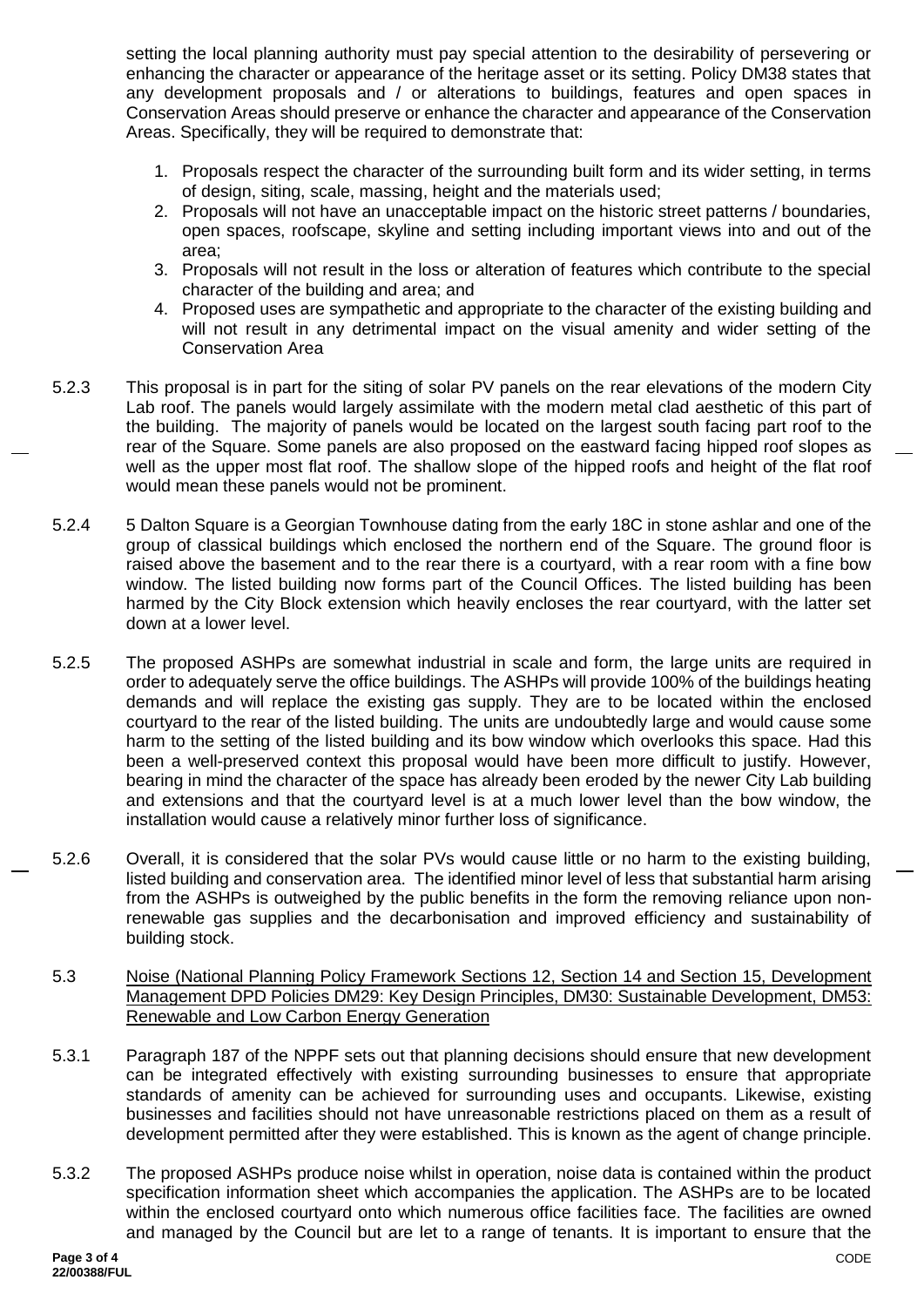setting the local planning authority must pay special attention to the desirability of persevering or enhancing the character or appearance of the heritage asset or its setting. Policy DM38 states that any development proposals and / or alterations to buildings, features and open spaces in Conservation Areas should preserve or enhance the character and appearance of the Conservation Areas. Specifically, they will be required to demonstrate that:

1. Proposals respect the character of the surrounding built form and its wider setting, in terms of design, siting, scale, massing, height and the materials used;
2. Proposals will not have an unacceptable impact on the historic street patterns / boundaries, open spaces, roofscape, skyline and setting including important views into and out of the area;
3. Proposals will not result in the loss or alteration of features which contribute to the special character of the building and area; and
4. Proposed uses are sympathetic and appropriate to the character of the existing building and will not result in any detrimental impact on the visual amenity and wider setting of the Conservation Area

5.2.3 This proposal is in part for the siting of solar PV panels on the rear elevations of the modern City Lab roof. The panels would largely assimilate with the modern metal clad aesthetic of this part of the building. The majority of panels would be located on the largest south facing part roof to the rear of the Square. Some panels are also proposed on the eastward facing hipped roof slopes as well as the upper most flat roof. The shallow slope of the hipped roofs and height of the flat roof would mean these panels would not be prominent.

5.2.4 5 Dalton Square is a Georgian Townhouse dating from the early 18C in stone ashlar and one of the group of classical buildings which enclosed the northern end of the Square. The ground floor is raised above the basement and to the rear there is a courtyard, with a rear room with a fine bow window. The listed building now forms part of the Council Offices. The listed building has been harmed by the City Block extension which heavily encloses the rear courtyard, with the latter set down at a lower level.

5.2.5 The proposed ASHPs are somewhat industrial in scale and form, the large units are required in order to adequately serve the office buildings. The ASHPs will provide 100% of the buildings heating demands and will replace the existing gas supply. They are to be located within the enclosed courtyard to the rear of the listed building. The units are undoubtedly large and would cause some harm to the setting of the listed building and its bow window which overlooks this space. Had this been a well-preserved context this proposal would have been more difficult to justify. However, bearing in mind the character of the space has already been eroded by the newer City Lab building and extensions and that the courtyard level is at a much lower level than the bow window, the installation would cause a relatively minor further loss of significance.

5.2.6 Overall, it is considered that the solar PVs would cause little or no harm to the existing building, listed building and conservation area. The identified minor level of less that substantial harm arising from the ASHPs is outweighed by the public benefits in the form the removing reliance upon non-renewable gas supplies and the decarbonisation and improved efficiency and sustainability of building stock.

5.3 Noise (National Planning Policy Framework Sections 12, Section 14 and Section 15, Development Management DPD Policies DM29: Key Design Principles, DM30: Sustainable Development, DM53: Renewable and Low Carbon Energy Generation

5.3.1 Paragraph 187 of the NPPF sets out that planning decisions should ensure that new development can be integrated effectively with existing surrounding businesses to ensure that appropriate standards of amenity can be achieved for surrounding uses and occupants. Likewise, existing businesses and facilities should not have unreasonable restrictions placed on them as a result of development permitted after they were established. This is known as the agent of change principle.

5.3.2 The proposed ASHPs produce noise whilst in operation, noise data is contained within the product specification information sheet which accompanies the application. The ASHPs are to be located within the enclosed courtyard onto which numerous office facilities face. The facilities are owned and managed by the Council but are let to a range of tenants. It is important to ensure that the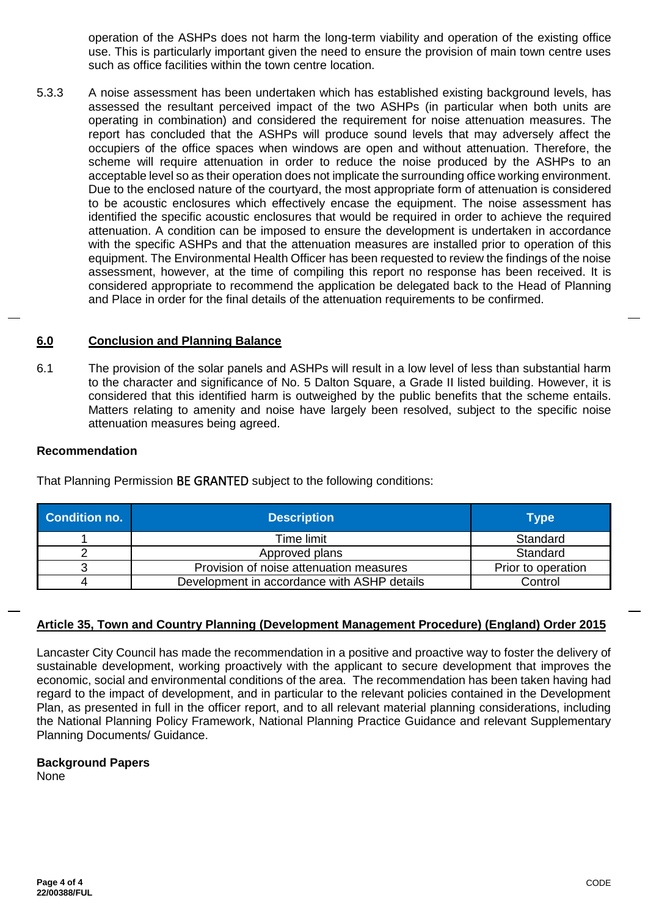operation of the ASHPs does not harm the long-term viability and operation of the existing office use. This is particularly important given the need to ensure the provision of main town centre uses such as office facilities within the town centre location.

5.3.3 A noise assessment has been undertaken which has established existing background levels, has assessed the resultant perceived impact of the two ASHPs (in particular when both units are operating in combination) and considered the requirement for noise attenuation measures. The report has concluded that the ASHPs will produce sound levels that may adversely affect the occupiers of the office spaces when windows are open and without attenuation. Therefore, the scheme will require attenuation in order to reduce the noise produced by the ASHPs to an acceptable level so as their operation does not implicate the surrounding office working environment. Due to the enclosed nature of the courtyard, the most appropriate form of attenuation is considered to be acoustic enclosures which effectively encase the equipment. The noise assessment has identified the specific acoustic enclosures that would be required in order to achieve the required attenuation. A condition can be imposed to ensure the development is undertaken in accordance with the specific ASHPs and that the attenuation measures are installed prior to operation of this equipment. The Environmental Health Officer has been requested to review the findings of the noise assessment, however, at the time of compiling this report no response has been received. It is considered appropriate to recommend the application be delegated back to the Head of Planning and Place in order for the final details of the attenuation requirements to be confirmed.

## 6.0 Conclusion and Planning Balance

6.1 The provision of the solar panels and ASHPs will result in a low level of less than substantial harm to the character and significance of No. 5 Dalton Square, a Grade II listed building. However, it is considered that this identified harm is outweighed by the public benefits that the scheme entails. Matters relating to amenity and noise have largely been resolved, subject to the specific noise attenuation measures being agreed.

**Recommendation**

That Planning Permission BE GRANTED subject to the following conditions:

| Condition no. | Description | Type |
|---|---|---|
| 1 | Time limit | Standard |
| 2 | Approved plans | Standard |
| 3 | Provision of noise attenuation measures | Prior to operation |
| 4 | Development in accordance with ASHP details | Control |

**Article 35, Town and Country Planning (Development Management Procedure) (England) Order 2015**

Lancaster City Council has made the recommendation in a positive and proactive way to foster the delivery of sustainable development, working proactively with the applicant to secure development that improves the economic, social and environmental conditions of the area. The recommendation has been taken having had regard to the impact of development, and in particular to the relevant policies contained in the Development Plan, as presented in full in the officer report, and to all relevant material planning considerations, including the National Planning Policy Framework, National Planning Practice Guidance and relevant Supplementary Planning Documents/ Guidance.

**Background Papers**
None